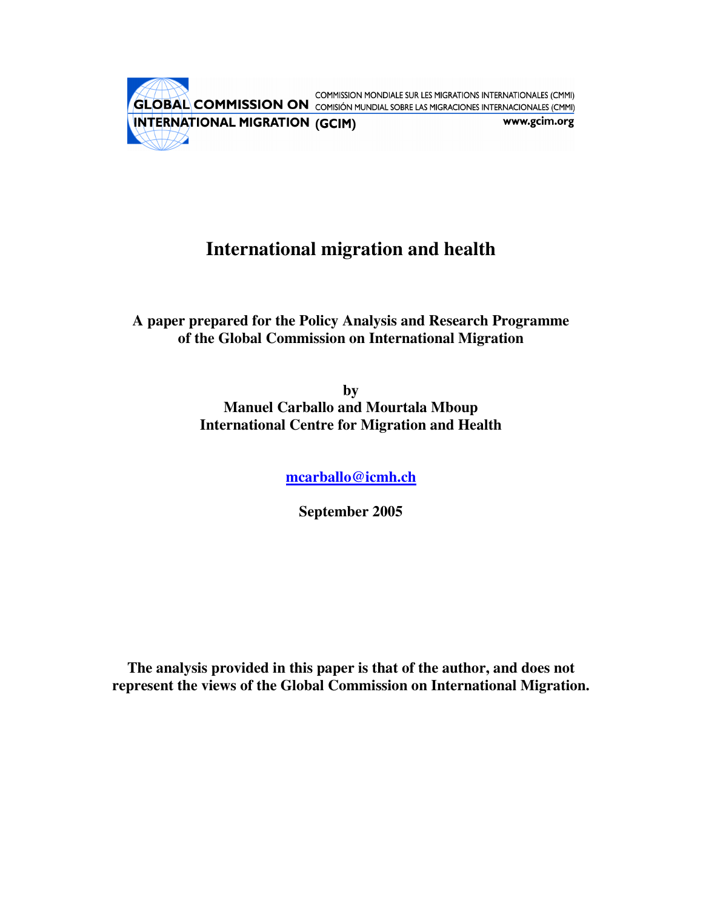GLOBAL COMMISSION ON INTERNATIONAL MIGRATION (GCIM)

COMMISSION MONDIALE SUR LES MIGRATIONS INTERNATIONALES (CMMI)
COMISIÓN MUNDIAL SOBRE LAS MIGRACIONES INTERNACIONALES (CMMI)

www.gcim.org

# International migration and health

**A paper prepared for the Policy Analysis and Research Programme of the Global Commission on International Migration**

**by**
**Manuel Carballo and Mourtala Mboup**
**International Centre for Migration and Health**

**mcarballo@icmh.ch**

**September 2005**

**The analysis provided in this paper is that of the author, and does not represent the views of the Global Commission on International Migration.**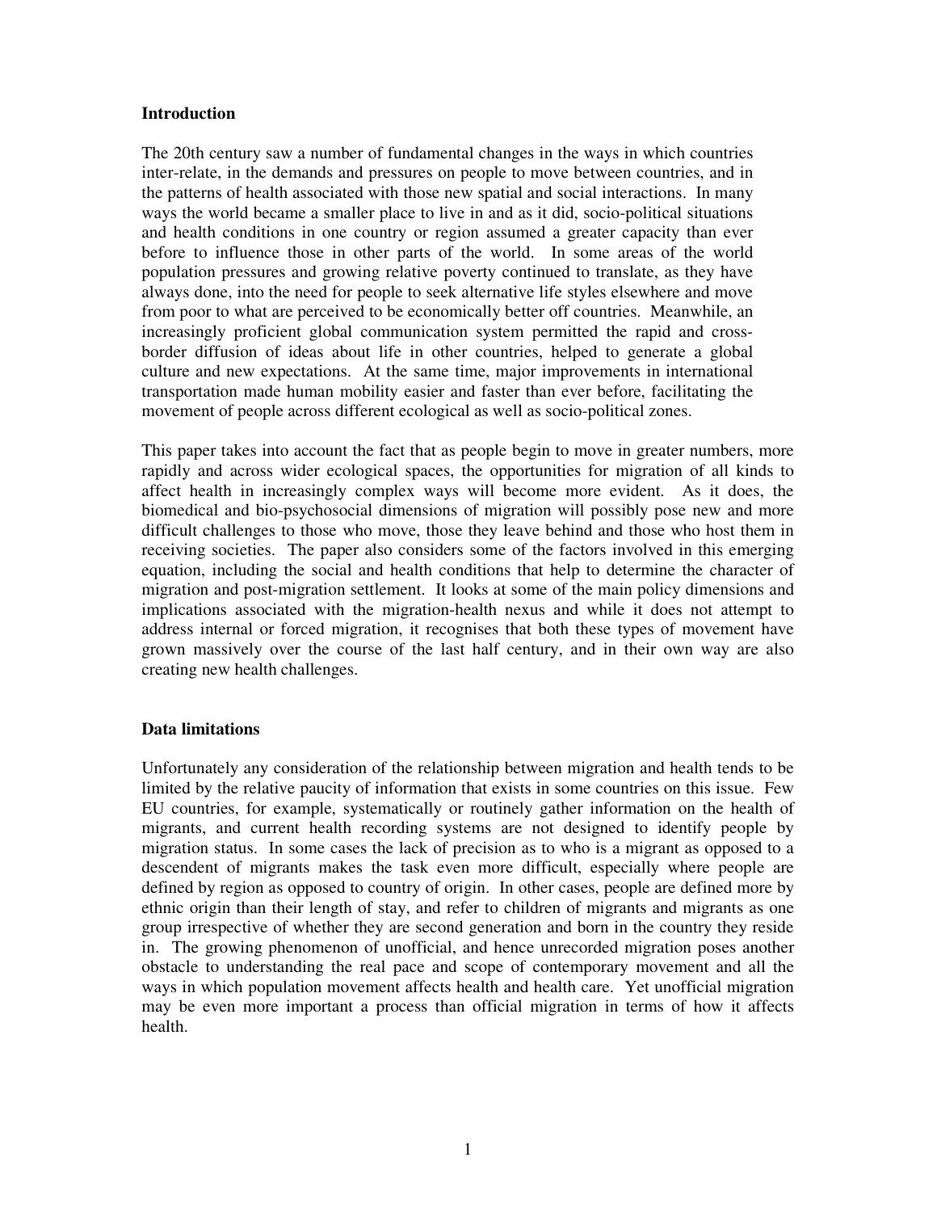## Introduction

The 20th century saw a number of fundamental changes in the ways in which countries inter-relate, in the demands and pressures on people to move between countries, and in the patterns of health associated with those new spatial and social interactions. In many ways the world became a smaller place to live in and as it did, socio-political situations and health conditions in one country or region assumed a greater capacity than ever before to influence those in other parts of the world. In some areas of the world population pressures and growing relative poverty continued to translate, as they have always done, into the need for people to seek alternative life styles elsewhere and move from poor to what are perceived to be economically better off countries. Meanwhile, an increasingly proficient global communication system permitted the rapid and cross-border diffusion of ideas about life in other countries, helped to generate a global culture and new expectations. At the same time, major improvements in international transportation made human mobility easier and faster than ever before, facilitating the movement of people across different ecological as well as socio-political zones.

This paper takes into account the fact that as people begin to move in greater numbers, more rapidly and across wider ecological spaces, the opportunities for migration of all kinds to affect health in increasingly complex ways will become more evident. As it does, the biomedical and bio-psychosocial dimensions of migration will possibly pose new and more difficult challenges to those who move, those they leave behind and those who host them in receiving societies. The paper also considers some of the factors involved in this emerging equation, including the social and health conditions that help to determine the character of migration and post-migration settlement. It looks at some of the main policy dimensions and implications associated with the migration-health nexus and while it does not attempt to address internal or forced migration, it recognises that both these types of movement have grown massively over the course of the last half century, and in their own way are also creating new health challenges.

## Data limitations

Unfortunately any consideration of the relationship between migration and health tends to be limited by the relative paucity of information that exists in some countries on this issue. Few EU countries, for example, systematically or routinely gather information on the health of migrants, and current health recording systems are not designed to identify people by migration status. In some cases the lack of precision as to who is a migrant as opposed to a descendent of migrants makes the task even more difficult, especially where people are defined by region as opposed to country of origin. In other cases, people are defined more by ethnic origin than their length of stay, and refer to children of migrants and migrants as one group irrespective of whether they are second generation and born in the country they reside in. The growing phenomenon of unofficial, and hence unrecorded migration poses another obstacle to understanding the real pace and scope of contemporary movement and all the ways in which population movement affects health and health care. Yet unofficial migration may be even more important a process than official migration in terms of how it affects health.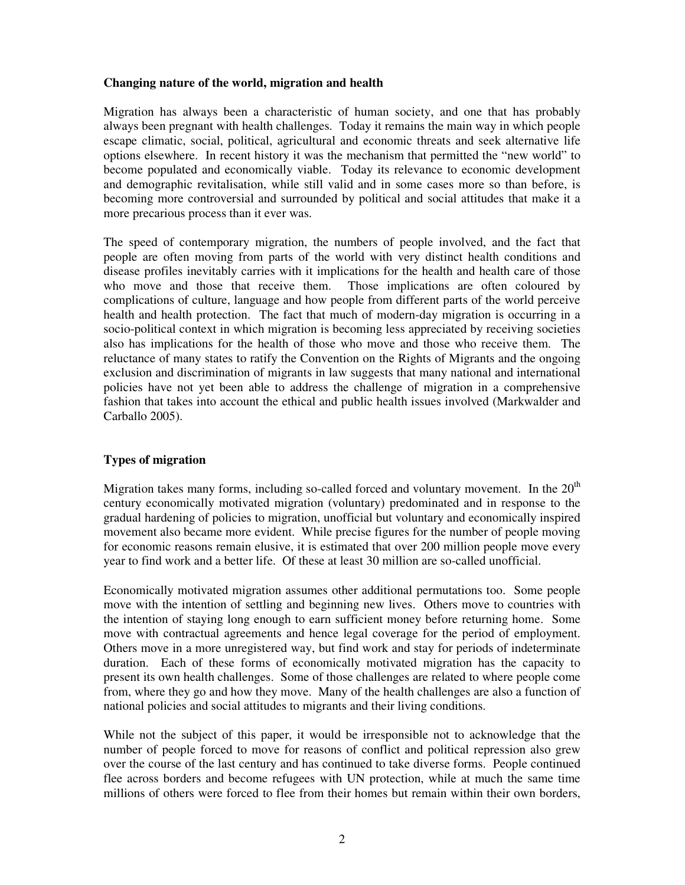### Changing nature of the world, migration and health

Migration has always been a characteristic of human society, and one that has probably always been pregnant with health challenges. Today it remains the main way in which people escape climatic, social, political, agricultural and economic threats and seek alternative life options elsewhere. In recent history it was the mechanism that permitted the "new world" to become populated and economically viable. Today its relevance to economic development and demographic revitalisation, while still valid and in some cases more so than before, is becoming more controversial and surrounded by political and social attitudes that make it a more precarious process than it ever was.

The speed of contemporary migration, the numbers of people involved, and the fact that people are often moving from parts of the world with very distinct health conditions and disease profiles inevitably carries with it implications for the health and health care of those who move and those that receive them. Those implications are often coloured by complications of culture, language and how people from different parts of the world perceive health and health protection. The fact that much of modern-day migration is occurring in a socio-political context in which migration is becoming less appreciated by receiving societies also has implications for the health of those who move and those who receive them. The reluctance of many states to ratify the Convention on the Rights of Migrants and the ongoing exclusion and discrimination of migrants in law suggests that many national and international policies have not yet been able to address the challenge of migration in a comprehensive fashion that takes into account the ethical and public health issues involved (Markwalder and Carballo 2005).

### Types of migration

Migration takes many forms, including so-called forced and voluntary movement. In the 20th century economically motivated migration (voluntary) predominated and in response to the gradual hardening of policies to migration, unofficial but voluntary and economically inspired movement also became more evident. While precise figures for the number of people moving for economic reasons remain elusive, it is estimated that over 200 million people move every year to find work and a better life. Of these at least 30 million are so-called unofficial.

Economically motivated migration assumes other additional permutations too. Some people move with the intention of settling and beginning new lives. Others move to countries with the intention of staying long enough to earn sufficient money before returning home. Some move with contractual agreements and hence legal coverage for the period of employment. Others move in a more unregistered way, but find work and stay for periods of indeterminate duration. Each of these forms of economically motivated migration has the capacity to present its own health challenges. Some of those challenges are related to where people come from, where they go and how they move. Many of the health challenges are also a function of national policies and social attitudes to migrants and their living conditions.

While not the subject of this paper, it would be irresponsible not to acknowledge that the number of people forced to move for reasons of conflict and political repression also grew over the course of the last century and has continued to take diverse forms. People continued flee across borders and become refugees with UN protection, while at much the same time millions of others were forced to flee from their homes but remain within their own borders,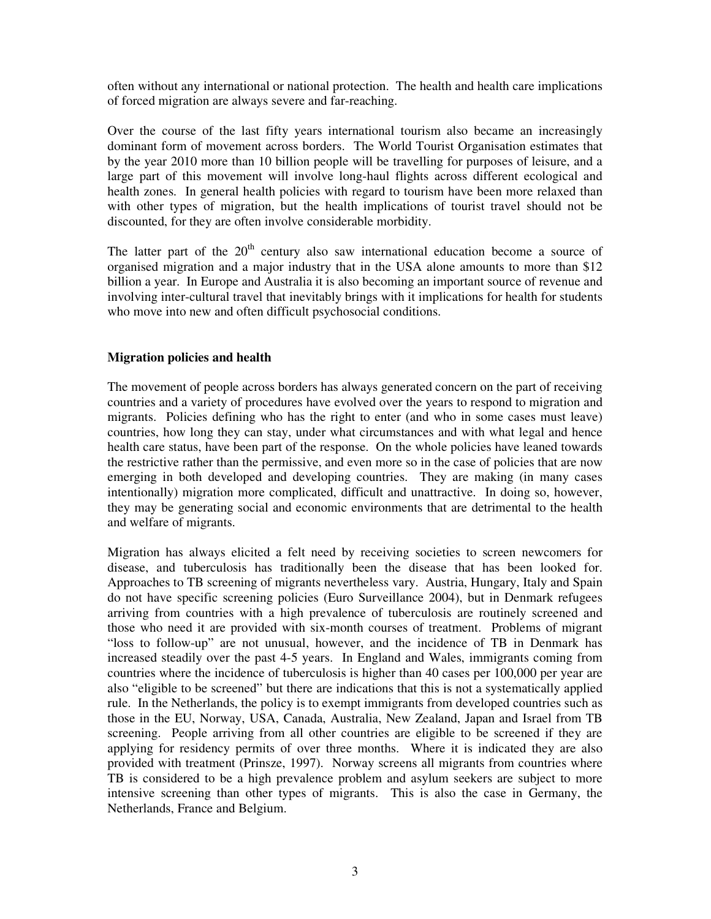often without any international or national protection. The health and health care implications of forced migration are always severe and far-reaching.

Over the course of the last fifty years international tourism also became an increasingly dominant form of movement across borders. The World Tourist Organisation estimates that by the year 2010 more than 10 billion people will be travelling for purposes of leisure, and a large part of this movement will involve long-haul flights across different ecological and health zones. In general health policies with regard to tourism have been more relaxed than with other types of migration, but the health implications of tourist travel should not be discounted, for they are often involve considerable morbidity.

The latter part of the 20th century also saw international education become a source of organised migration and a major industry that in the USA alone amounts to more than $12 billion a year. In Europe and Australia it is also becoming an important source of revenue and involving inter-cultural travel that inevitably brings with it implications for health for students who move into new and often difficult psychosocial conditions.

### Migration policies and health

The movement of people across borders has always generated concern on the part of receiving countries and a variety of procedures have evolved over the years to respond to migration and migrants. Policies defining who has the right to enter (and who in some cases must leave) countries, how long they can stay, under what circumstances and with what legal and hence health care status, have been part of the response. On the whole policies have leaned towards the restrictive rather than the permissive, and even more so in the case of policies that are now emerging in both developed and developing countries. They are making (in many cases intentionally) migration more complicated, difficult and unattractive. In doing so, however, they may be generating social and economic environments that are detrimental to the health and welfare of migrants.

Migration has always elicited a felt need by receiving societies to screen newcomers for disease, and tuberculosis has traditionally been the disease that has been looked for. Approaches to TB screening of migrants nevertheless vary. Austria, Hungary, Italy and Spain do not have specific screening policies (Euro Surveillance 2004), but in Denmark refugees arriving from countries with a high prevalence of tuberculosis are routinely screened and those who need it are provided with six-month courses of treatment. Problems of migrant "loss to follow-up" are not unusual, however, and the incidence of TB in Denmark has increased steadily over the past 4-5 years. In England and Wales, immigrants coming from countries where the incidence of tuberculosis is higher than 40 cases per 100,000 per year are also "eligible to be screened" but there are indications that this is not a systematically applied rule. In the Netherlands, the policy is to exempt immigrants from developed countries such as those in the EU, Norway, USA, Canada, Australia, New Zealand, Japan and Israel from TB screening. People arriving from all other countries are eligible to be screened if they are applying for residency permits of over three months. Where it is indicated they are also provided with treatment (Prinsze, 1997). Norway screens all migrants from countries where TB is considered to be a high prevalence problem and asylum seekers are subject to more intensive screening than other types of migrants. This is also the case in Germany, the Netherlands, France and Belgium.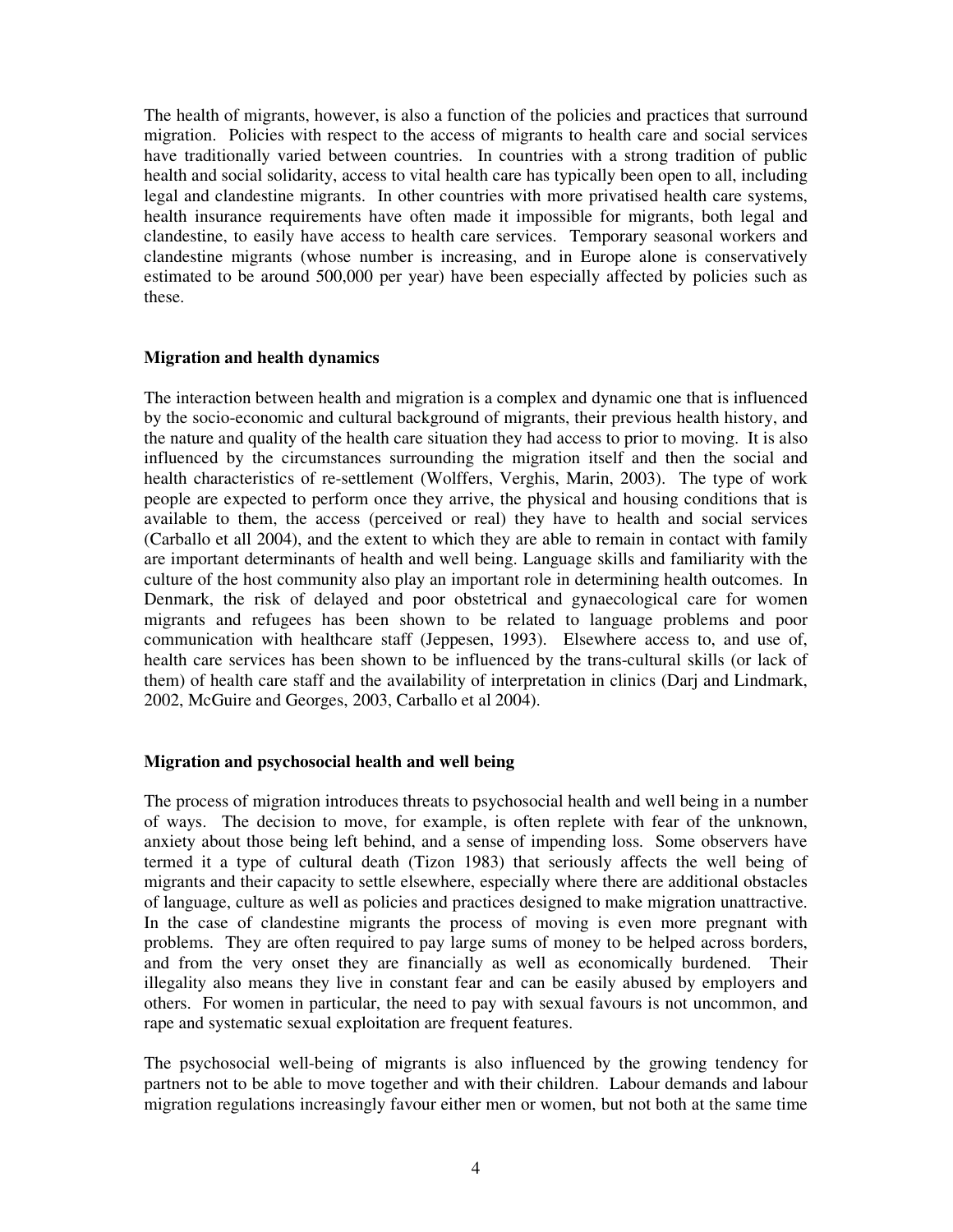The health of migrants, however, is also a function of the policies and practices that surround migration. Policies with respect to the access of migrants to health care and social services have traditionally varied between countries. In countries with a strong tradition of public health and social solidarity, access to vital health care has typically been open to all, including legal and clandestine migrants. In other countries with more privatised health care systems, health insurance requirements have often made it impossible for migrants, both legal and clandestine, to easily have access to health care services. Temporary seasonal workers and clandestine migrants (whose number is increasing, and in Europe alone is conservatively estimated to be around 500,000 per year) have been especially affected by policies such as these.

**Migration and health dynamics**

The interaction between health and migration is a complex and dynamic one that is influenced by the socio-economic and cultural background of migrants, their previous health history, and the nature and quality of the health care situation they had access to prior to moving. It is also influenced by the circumstances surrounding the migration itself and then the social and health characteristics of re-settlement (Wolffers, Verghis, Marin, 2003). The type of work people are expected to perform once they arrive, the physical and housing conditions that is available to them, the access (perceived or real) they have to health and social services (Carballo et all 2004), and the extent to which they are able to remain in contact with family are important determinants of health and well being. Language skills and familiarity with the culture of the host community also play an important role in determining health outcomes. In Denmark, the risk of delayed and poor obstetrical and gynaecological care for women migrants and refugees has been shown to be related to language problems and poor communication with healthcare staff (Jeppesen, 1993). Elsewhere access to, and use of, health care services has been shown to be influenced by the trans-cultural skills (or lack of them) of health care staff and the availability of interpretation in clinics (Darj and Lindmark, 2002, McGuire and Georges, 2003, Carballo et al 2004).

**Migration and psychosocial health and well being**

The process of migration introduces threats to psychosocial health and well being in a number of ways. The decision to move, for example, is often replete with fear of the unknown, anxiety about those being left behind, and a sense of impending loss. Some observers have termed it a type of cultural death (Tizon 1983) that seriously affects the well being of migrants and their capacity to settle elsewhere, especially where there are additional obstacles of language, culture as well as policies and practices designed to make migration unattractive. In the case of clandestine migrants the process of moving is even more pregnant with problems. They are often required to pay large sums of money to be helped across borders, and from the very onset they are financially as well as economically burdened. Their illegality also means they live in constant fear and can be easily abused by employers and others. For women in particular, the need to pay with sexual favours is not uncommon, and rape and systematic sexual exploitation are frequent features.

The psychosocial well-being of migrants is also influenced by the growing tendency for partners not to be able to move together and with their children. Labour demands and labour migration regulations increasingly favour either men or women, but not both at the same time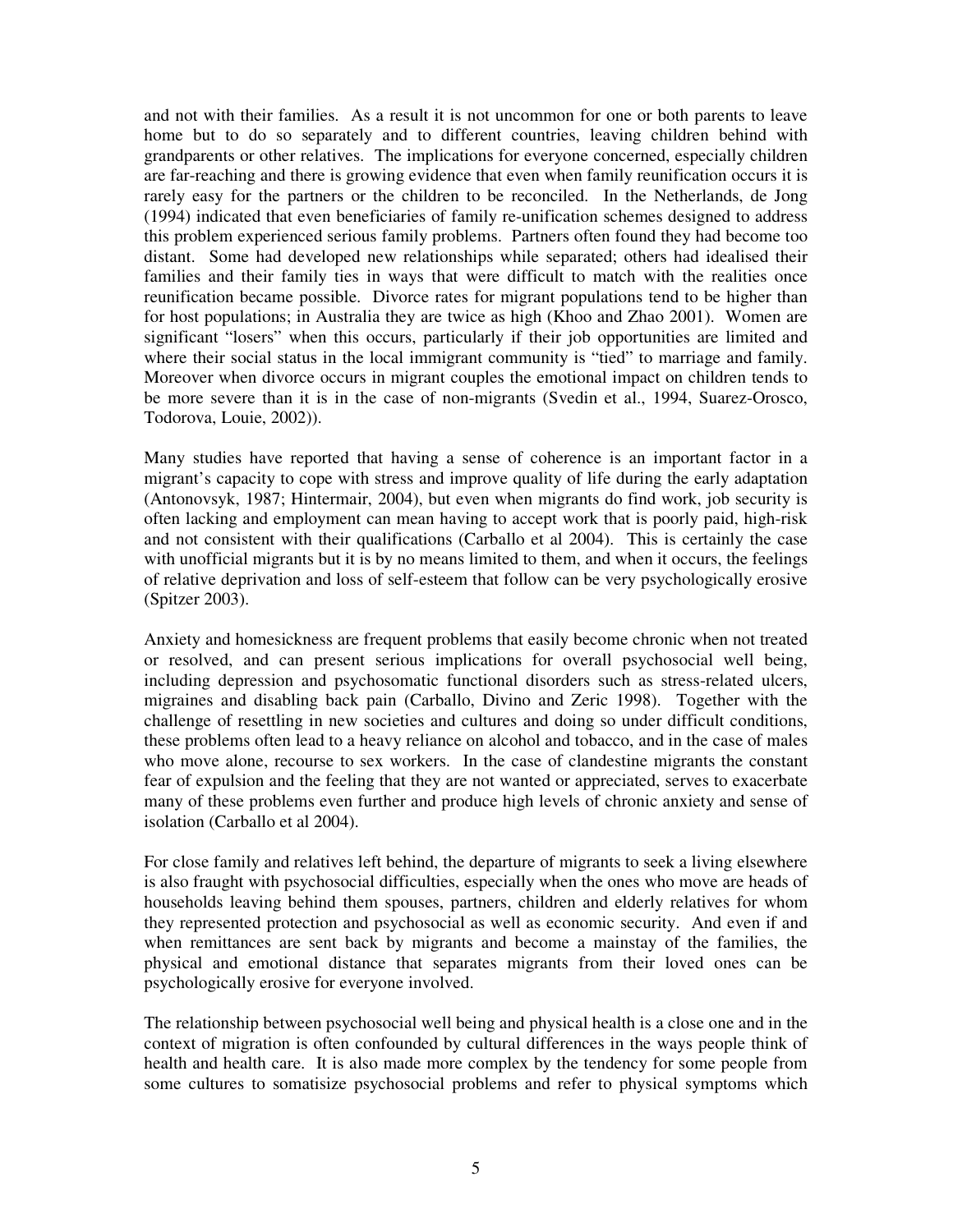and not with their families. As a result it is not uncommon for one or both parents to leave home but to do so separately and to different countries, leaving children behind with grandparents or other relatives. The implications for everyone concerned, especially children are far-reaching and there is growing evidence that even when family reunification occurs it is rarely easy for the partners or the children to be reconciled. In the Netherlands, de Jong (1994) indicated that even beneficiaries of family re-unification schemes designed to address this problem experienced serious family problems. Partners often found they had become too distant. Some had developed new relationships while separated; others had idealised their families and their family ties in ways that were difficult to match with the realities once reunification became possible. Divorce rates for migrant populations tend to be higher than for host populations; in Australia they are twice as high (Khoo and Zhao 2001). Women are significant "losers" when this occurs, particularly if their job opportunities are limited and where their social status in the local immigrant community is "tied" to marriage and family. Moreover when divorce occurs in migrant couples the emotional impact on children tends to be more severe than it is in the case of non-migrants (Svedin et al., 1994, Suarez-Orosco, Todorova, Louie, 2002)).

Many studies have reported that having a sense of coherence is an important factor in a migrant's capacity to cope with stress and improve quality of life during the early adaptation (Antonovsyk, 1987; Hintermair, 2004), but even when migrants do find work, job security is often lacking and employment can mean having to accept work that is poorly paid, high-risk and not consistent with their qualifications (Carballo et al 2004). This is certainly the case with unofficial migrants but it is by no means limited to them, and when it occurs, the feelings of relative deprivation and loss of self-esteem that follow can be very psychologically erosive (Spitzer 2003).

Anxiety and homesickness are frequent problems that easily become chronic when not treated or resolved, and can present serious implications for overall psychosocial well being, including depression and psychosomatic functional disorders such as stress-related ulcers, migraines and disabling back pain (Carballo, Divino and Zeric 1998). Together with the challenge of resettling in new societies and cultures and doing so under difficult conditions, these problems often lead to a heavy reliance on alcohol and tobacco, and in the case of males who move alone, recourse to sex workers. In the case of clandestine migrants the constant fear of expulsion and the feeling that they are not wanted or appreciated, serves to exacerbate many of these problems even further and produce high levels of chronic anxiety and sense of isolation (Carballo et al 2004).

For close family and relatives left behind, the departure of migrants to seek a living elsewhere is also fraught with psychosocial difficulties, especially when the ones who move are heads of households leaving behind them spouses, partners, children and elderly relatives for whom they represented protection and psychosocial as well as economic security. And even if and when remittances are sent back by migrants and become a mainstay of the families, the physical and emotional distance that separates migrants from their loved ones can be psychologically erosive for everyone involved.

The relationship between psychosocial well being and physical health is a close one and in the context of migration is often confounded by cultural differences in the ways people think of health and health care. It is also made more complex by the tendency for some people from some cultures to somatisize psychosocial problems and refer to physical symptoms which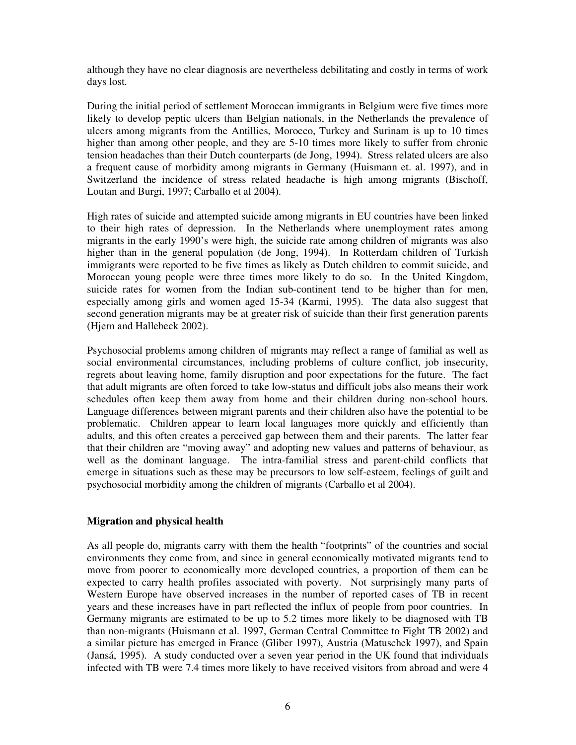although they have no clear diagnosis are nevertheless debilitating and costly in terms of work days lost.

During the initial period of settlement Moroccan immigrants in Belgium were five times more likely to develop peptic ulcers than Belgian nationals, in the Netherlands the prevalence of ulcers among migrants from the Antillies, Morocco, Turkey and Surinam is up to 10 times higher than among other people, and they are 5-10 times more likely to suffer from chronic tension headaches than their Dutch counterparts (de Jong, 1994). Stress related ulcers are also a frequent cause of morbidity among migrants in Germany (Huismann et. al. 1997), and in Switzerland the incidence of stress related headache is high among migrants (Bischoff, Loutan and Burgi, 1997; Carballo et al 2004).

High rates of suicide and attempted suicide among migrants in EU countries have been linked to their high rates of depression. In the Netherlands where unemployment rates among migrants in the early 1990's were high, the suicide rate among children of migrants was also higher than in the general population (de Jong, 1994). In Rotterdam children of Turkish immigrants were reported to be five times as likely as Dutch children to commit suicide, and Moroccan young people were three times more likely to do so. In the United Kingdom, suicide rates for women from the Indian sub-continent tend to be higher than for men, especially among girls and women aged 15-34 (Karmi, 1995). The data also suggest that second generation migrants may be at greater risk of suicide than their first generation parents (Hjern and Hallebeck 2002).

Psychosocial problems among children of migrants may reflect a range of familial as well as social environmental circumstances, including problems of culture conflict, job insecurity, regrets about leaving home, family disruption and poor expectations for the future. The fact that adult migrants are often forced to take low-status and difficult jobs also means their work schedules often keep them away from home and their children during non-school hours. Language differences between migrant parents and their children also have the potential to be problematic. Children appear to learn local languages more quickly and efficiently than adults, and this often creates a perceived gap between them and their parents. The latter fear that their children are "moving away" and adopting new values and patterns of behaviour, as well as the dominant language. The intra-familial stress and parent-child conflicts that emerge in situations such as these may be precursors to low self-esteem, feelings of guilt and psychosocial morbidity among the children of migrants (Carballo et al 2004).

**Migration and physical health**

As all people do, migrants carry with them the health "footprints" of the countries and social environments they come from, and since in general economically motivated migrants tend to move from poorer to economically more developed countries, a proportion of them can be expected to carry health profiles associated with poverty. Not surprisingly many parts of Western Europe have observed increases in the number of reported cases of TB in recent years and these increases have in part reflected the influx of people from poor countries. In Germany migrants are estimated to be up to 5.2 times more likely to be diagnosed with TB than non-migrants (Huismann et al. 1997, German Central Committee to Fight TB 2002) and a similar picture has emerged in France (Gliber 1997), Austria (Matuschek 1997), and Spain (Jansá, 1995). A study conducted over a seven year period in the UK found that individuals infected with TB were 7.4 times more likely to have received visitors from abroad and were 4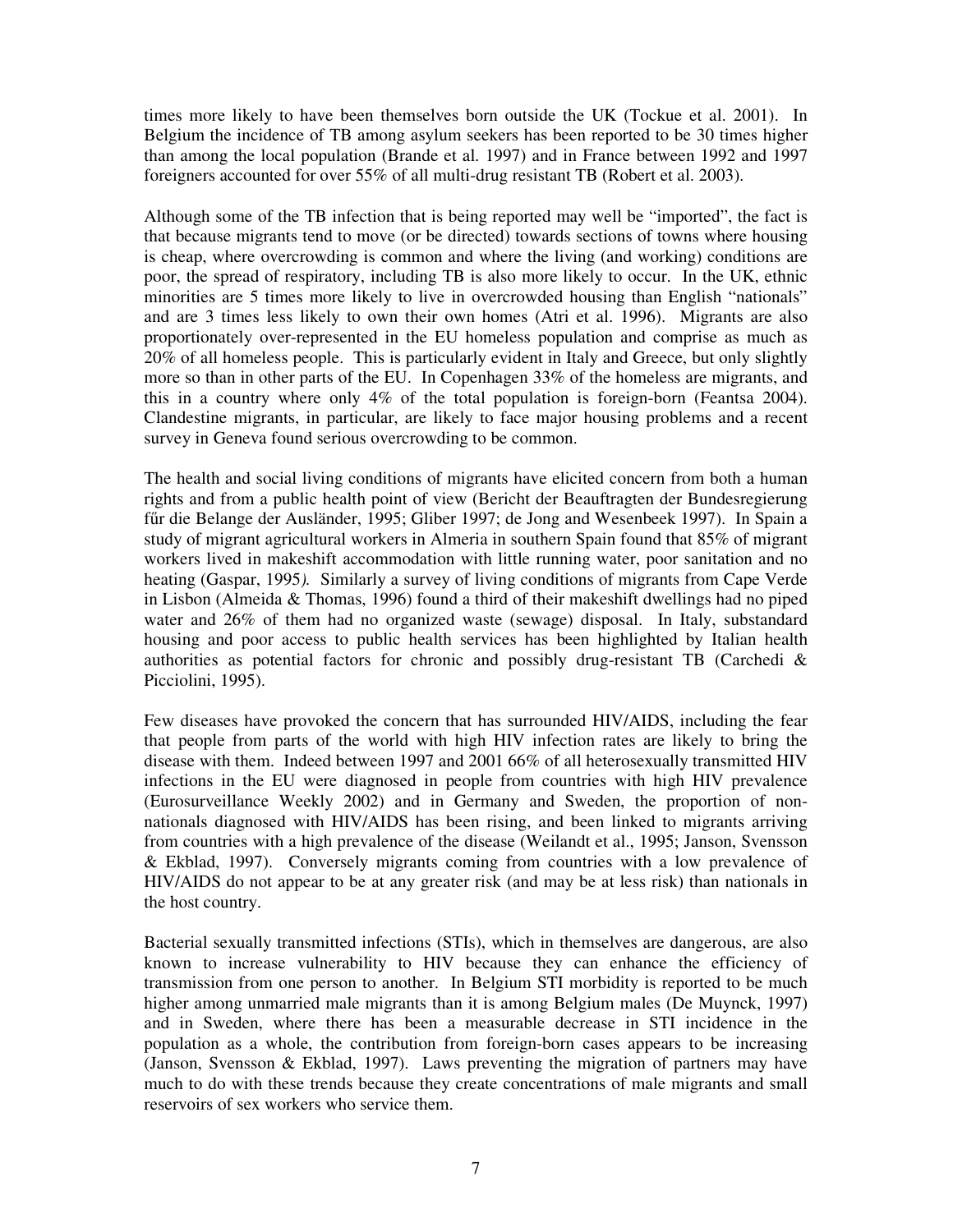times more likely to have been themselves born outside the UK (Tockue et al. 2001). In Belgium the incidence of TB among asylum seekers has been reported to be 30 times higher than among the local population (Brande et al. 1997) and in France between 1992 and 1997 foreigners accounted for over 55% of all multi-drug resistant TB (Robert et al. 2003).

Although some of the TB infection that is being reported may well be "imported", the fact is that because migrants tend to move (or be directed) towards sections of towns where housing is cheap, where overcrowding is common and where the living (and working) conditions are poor, the spread of respiratory, including TB is also more likely to occur. In the UK, ethnic minorities are 5 times more likely to live in overcrowded housing than English "nationals" and are 3 times less likely to own their own homes (Atri et al. 1996). Migrants are also proportionately over-represented in the EU homeless population and comprise as much as 20% of all homeless people. This is particularly evident in Italy and Greece, but only slightly more so than in other parts of the EU. In Copenhagen 33% of the homeless are migrants, and this in a country where only 4% of the total population is foreign-born (Feantsa 2004). Clandestine migrants, in particular, are likely to face major housing problems and a recent survey in Geneva found serious overcrowding to be common.

The health and social living conditions of migrants have elicited concern from both a human rights and from a public health point of view (Bericht der Beauftragten der Bundesregierung fűr die Belange der Ausländer, 1995; Gliber 1997; de Jong and Wesenbeek 1997). In Spain a study of migrant agricultural workers in Almeria in southern Spain found that 85% of migrant workers lived in makeshift accommodation with little running water, poor sanitation and no heating (Gaspar, 1995*)*. Similarly a survey of living conditions of migrants from Cape Verde in Lisbon (Almeida & Thomas, 1996) found a third of their makeshift dwellings had no piped water and 26% of them had no organized waste (sewage) disposal. In Italy, substandard housing and poor access to public health services has been highlighted by Italian health authorities as potential factors for chronic and possibly drug-resistant TB (Carchedi & Picciolini, 1995).

Few diseases have provoked the concern that has surrounded HIV/AIDS, including the fear that people from parts of the world with high HIV infection rates are likely to bring the disease with them. Indeed between 1997 and 2001 66% of all heterosexually transmitted HIV infections in the EU were diagnosed in people from countries with high HIV prevalence (Eurosurveillance Weekly 2002) and in Germany and Sweden, the proportion of non-nationals diagnosed with HIV/AIDS has been rising, and been linked to migrants arriving from countries with a high prevalence of the disease (Weilandt et al., 1995; Janson, Svensson & Ekblad, 1997). Conversely migrants coming from countries with a low prevalence of HIV/AIDS do not appear to be at any greater risk (and may be at less risk) than nationals in the host country.

Bacterial sexually transmitted infections (STIs), which in themselves are dangerous, are also known to increase vulnerability to HIV because they can enhance the efficiency of transmission from one person to another. In Belgium STI morbidity is reported to be much higher among unmarried male migrants than it is among Belgium males (De Muynck, 1997) and in Sweden, where there has been a measurable decrease in STI incidence in the population as a whole, the contribution from foreign-born cases appears to be increasing (Janson, Svensson & Ekblad, 1997). Laws preventing the migration of partners may have much to do with these trends because they create concentrations of male migrants and small reservoirs of sex workers who service them.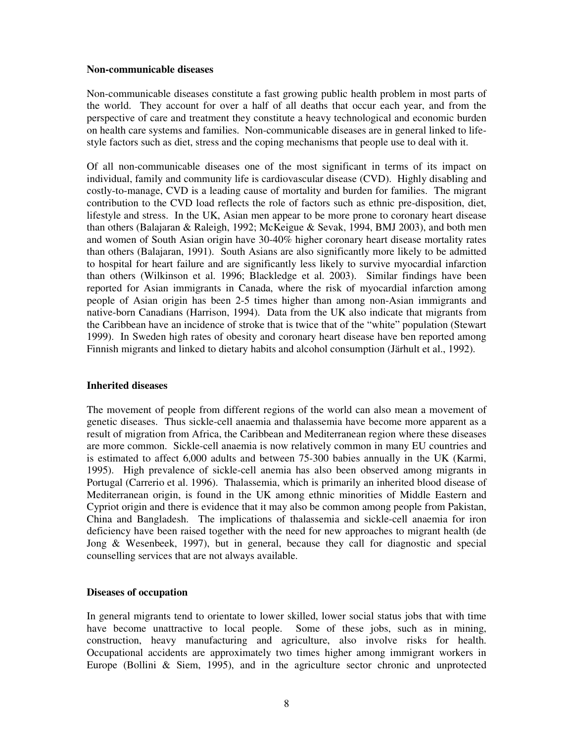**Non-communicable diseases**

Non-communicable diseases constitute a fast growing public health problem in most parts of the world. They account for over a half of all deaths that occur each year, and from the perspective of care and treatment they constitute a heavy technological and economic burden on health care systems and families. Non-communicable diseases are in general linked to life-style factors such as diet, stress and the coping mechanisms that people use to deal with it.

Of all non-communicable diseases one of the most significant in terms of its impact on individual, family and community life is cardiovascular disease (CVD). Highly disabling and costly-to-manage, CVD is a leading cause of mortality and burden for families. The migrant contribution to the CVD load reflects the role of factors such as ethnic pre-disposition, diet, lifestyle and stress. In the UK, Asian men appear to be more prone to coronary heart disease than others (Balajaran & Raleigh, 1992; McKeigue & Sevak, 1994, BMJ 2003), and both men and women of South Asian origin have 30-40% higher coronary heart disease mortality rates than others (Balajaran, 1991). South Asians are also significantly more likely to be admitted to hospital for heart failure and are significantly less likely to survive myocardial infarction than others (Wilkinson et al. 1996; Blackledge et al. 2003). Similar findings have been reported for Asian immigrants in Canada, where the risk of myocardial infarction among people of Asian origin has been 2-5 times higher than among non-Asian immigrants and native-born Canadians (Harrison, 1994). Data from the UK also indicate that migrants from the Caribbean have an incidence of stroke that is twice that of the "white" population (Stewart 1999). In Sweden high rates of obesity and coronary heart disease have ben reported among Finnish migrants and linked to dietary habits and alcohol consumption (Järhult et al., 1992).

**Inherited diseases**

The movement of people from different regions of the world can also mean a movement of genetic diseases. Thus sickle-cell anaemia and thalassemia have become more apparent as a result of migration from Africa, the Caribbean and Mediterranean region where these diseases are more common. Sickle-cell anaemia is now relatively common in many EU countries and is estimated to affect 6,000 adults and between 75-300 babies annually in the UK (Karmi, 1995). High prevalence of sickle-cell anemia has also been observed among migrants in Portugal (Carrerio et al. 1996). Thalassemia, which is primarily an inherited blood disease of Mediterranean origin, is found in the UK among ethnic minorities of Middle Eastern and Cypriot origin and there is evidence that it may also be common among people from Pakistan, China and Bangladesh. The implications of thalassemia and sickle-cell anaemia for iron deficiency have been raised together with the need for new approaches to migrant health (de Jong & Wesenbeek, 1997), but in general, because they call for diagnostic and special counselling services that are not always available.

**Diseases of occupation**

In general migrants tend to orientate to lower skilled, lower social status jobs that with time have become unattractive to local people. Some of these jobs, such as in mining, construction, heavy manufacturing and agriculture, also involve risks for health. Occupational accidents are approximately two times higher among immigrant workers in Europe (Bollini & Siem, 1995), and in the agriculture sector chronic and unprotected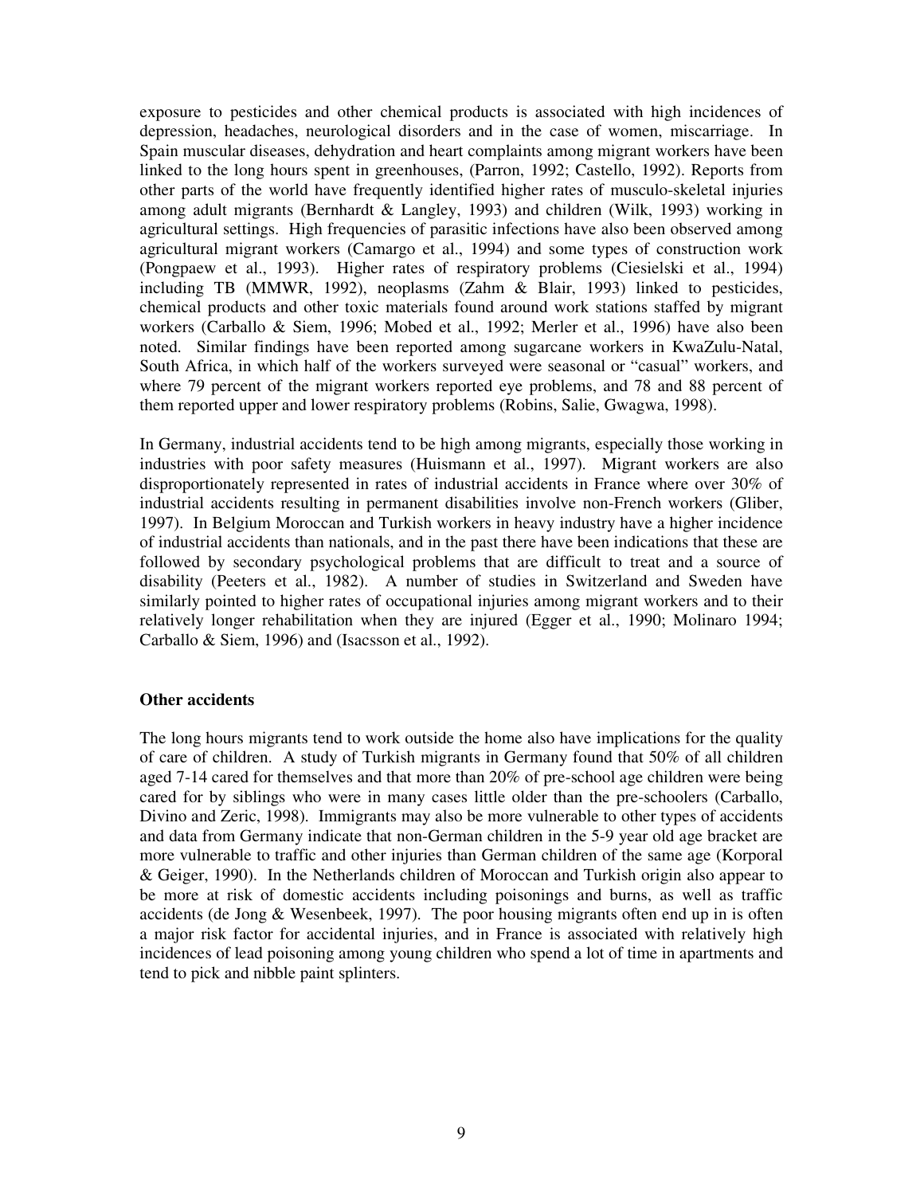exposure to pesticides and other chemical products is associated with high incidences of depression, headaches, neurological disorders and in the case of women, miscarriage. In Spain muscular diseases, dehydration and heart complaints among migrant workers have been linked to the long hours spent in greenhouses, (Parron, 1992; Castello, 1992). Reports from other parts of the world have frequently identified higher rates of musculo-skeletal injuries among adult migrants (Bernhardt & Langley, 1993) and children (Wilk, 1993) working in agricultural settings. High frequencies of parasitic infections have also been observed among agricultural migrant workers (Camargo et al., 1994) and some types of construction work (Pongpaew et al., 1993). Higher rates of respiratory problems (Ciesielski et al., 1994) including TB (MMWR, 1992), neoplasms (Zahm & Blair, 1993) linked to pesticides, chemical products and other toxic materials found around work stations staffed by migrant workers (Carballo & Siem, 1996; Mobed et al., 1992; Merler et al., 1996) have also been noted. Similar findings have been reported among sugarcane workers in KwaZulu-Natal, South Africa, in which half of the workers surveyed were seasonal or "casual" workers, and where 79 percent of the migrant workers reported eye problems, and 78 and 88 percent of them reported upper and lower respiratory problems (Robins, Salie, Gwagwa, 1998).

In Germany, industrial accidents tend to be high among migrants, especially those working in industries with poor safety measures (Huismann et al., 1997). Migrant workers are also disproportionately represented in rates of industrial accidents in France where over 30% of industrial accidents resulting in permanent disabilities involve non-French workers (Gliber, 1997). In Belgium Moroccan and Turkish workers in heavy industry have a higher incidence of industrial accidents than nationals, and in the past there have been indications that these are followed by secondary psychological problems that are difficult to treat and a source of disability (Peeters et al., 1982). A number of studies in Switzerland and Sweden have similarly pointed to higher rates of occupational injuries among migrant workers and to their relatively longer rehabilitation when they are injured (Egger et al., 1990; Molinaro 1994; Carballo & Siem, 1996) and (Isacsson et al., 1992).

### Other accidents

The long hours migrants tend to work outside the home also have implications for the quality of care of children. A study of Turkish migrants in Germany found that 50% of all children aged 7-14 cared for themselves and that more than 20% of pre-school age children were being cared for by siblings who were in many cases little older than the pre-schoolers (Carballo, Divino and Zeric, 1998). Immigrants may also be more vulnerable to other types of accidents and data from Germany indicate that non-German children in the 5-9 year old age bracket are more vulnerable to traffic and other injuries than German children of the same age (Korporal & Geiger, 1990). In the Netherlands children of Moroccan and Turkish origin also appear to be more at risk of domestic accidents including poisonings and burns, as well as traffic accidents (de Jong & Wesenbeek, 1997). The poor housing migrants often end up in is often a major risk factor for accidental injuries, and in France is associated with relatively high incidences of lead poisoning among young children who spend a lot of time in apartments and tend to pick and nibble paint splinters.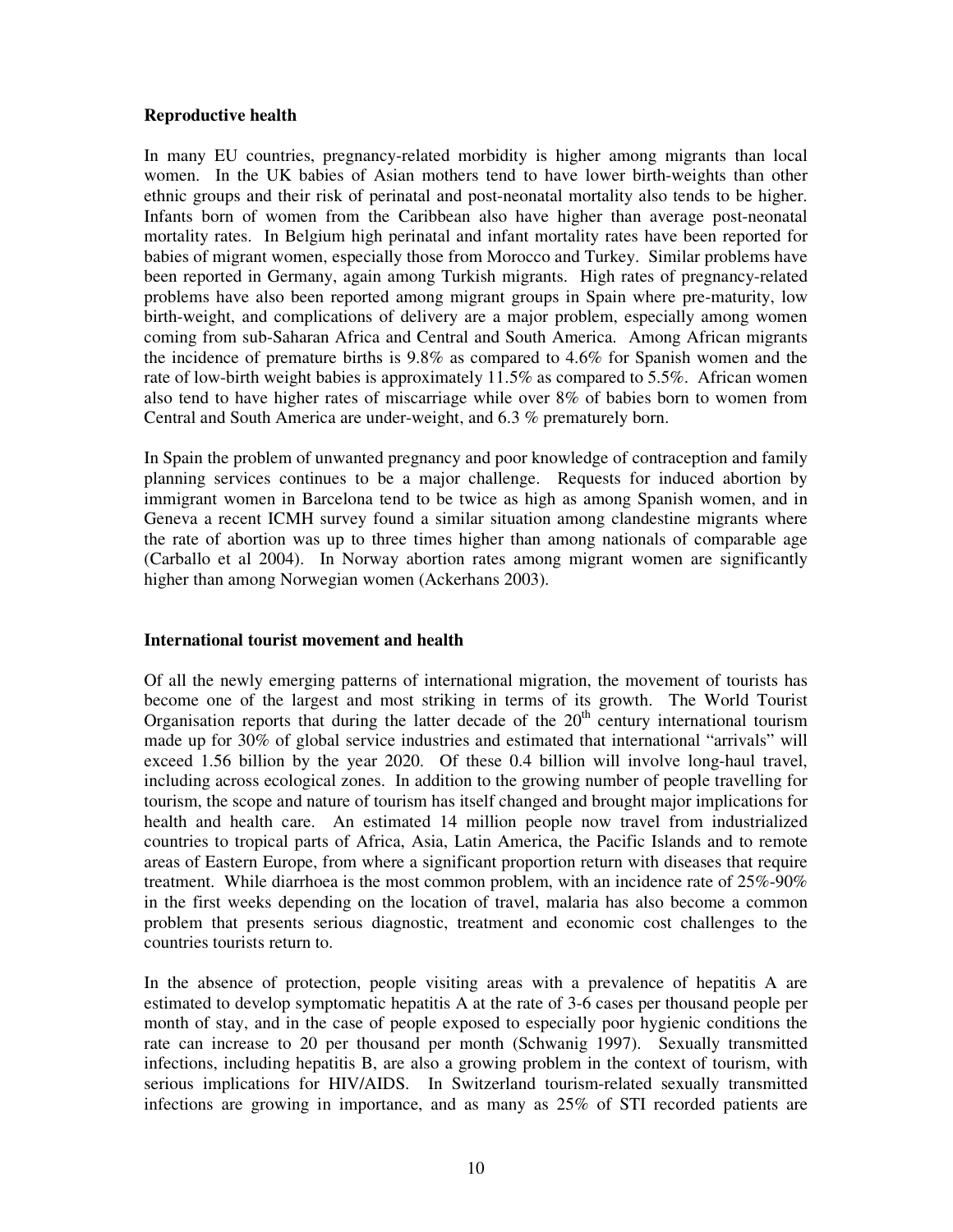**Reproductive health**

In many EU countries, pregnancy-related morbidity is higher among migrants than local women. In the UK babies of Asian mothers tend to have lower birth-weights than other ethnic groups and their risk of perinatal and post-neonatal mortality also tends to be higher. Infants born of women from the Caribbean also have higher than average post-neonatal mortality rates. In Belgium high perinatal and infant mortality rates have been reported for babies of migrant women, especially those from Morocco and Turkey. Similar problems have been reported in Germany, again among Turkish migrants. High rates of pregnancy-related problems have also been reported among migrant groups in Spain where pre-maturity, low birth-weight, and complications of delivery are a major problem, especially among women coming from sub-Saharan Africa and Central and South America. Among African migrants the incidence of premature births is 9.8% as compared to 4.6% for Spanish women and the rate of low-birth weight babies is approximately 11.5% as compared to 5.5%. African women also tend to have higher rates of miscarriage while over 8% of babies born to women from Central and South America are under-weight, and 6.3 % prematurely born.

In Spain the problem of unwanted pregnancy and poor knowledge of contraception and family planning services continues to be a major challenge. Requests for induced abortion by immigrant women in Barcelona tend to be twice as high as among Spanish women, and in Geneva a recent ICMH survey found a similar situation among clandestine migrants where the rate of abortion was up to three times higher than among nationals of comparable age (Carballo et al 2004). In Norway abortion rates among migrant women are significantly higher than among Norwegian women (Ackerhans 2003).

**International tourist movement and health**

Of all the newly emerging patterns of international migration, the movement of tourists has become one of the largest and most striking in terms of its growth. The World Tourist Organisation reports that during the latter decade of the 20th century international tourism made up for 30% of global service industries and estimated that international "arrivals" will exceed 1.56 billion by the year 2020. Of these 0.4 billion will involve long-haul travel, including across ecological zones. In addition to the growing number of people travelling for tourism, the scope and nature of tourism has itself changed and brought major implications for health and health care. An estimated 14 million people now travel from industrialized countries to tropical parts of Africa, Asia, Latin America, the Pacific Islands and to remote areas of Eastern Europe, from where a significant proportion return with diseases that require treatment. While diarrhoea is the most common problem, with an incidence rate of 25%-90% in the first weeks depending on the location of travel, malaria has also become a common problem that presents serious diagnostic, treatment and economic cost challenges to the countries tourists return to.

In the absence of protection, people visiting areas with a prevalence of hepatitis A are estimated to develop symptomatic hepatitis A at the rate of 3-6 cases per thousand people per month of stay, and in the case of people exposed to especially poor hygienic conditions the rate can increase to 20 per thousand per month (Schwanig 1997). Sexually transmitted infections, including hepatitis B, are also a growing problem in the context of tourism, with serious implications for HIV/AIDS. In Switzerland tourism-related sexually transmitted infections are growing in importance, and as many as 25% of STI recorded patients are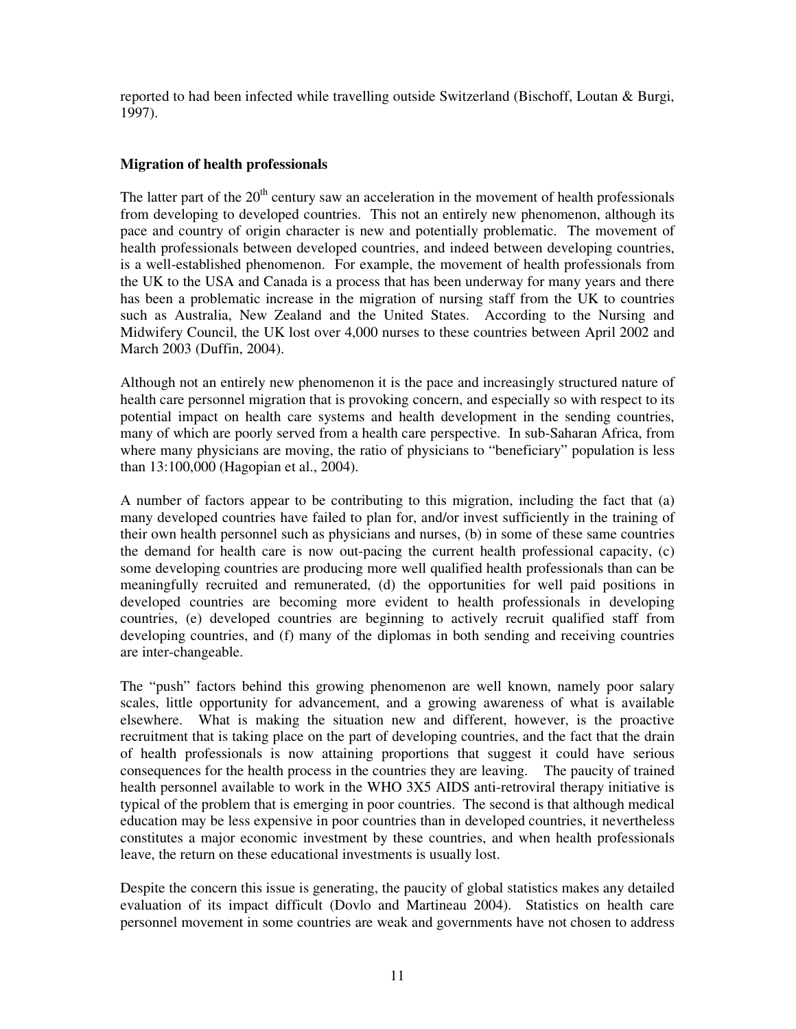reported to had been infected while travelling outside Switzerland (Bischoff, Loutan & Burgi, 1997).

## Migration of health professionals

The latter part of the 20th century saw an acceleration in the movement of health professionals from developing to developed countries. This not an entirely new phenomenon, although its pace and country of origin character is new and potentially problematic. The movement of health professionals between developed countries, and indeed between developing countries, is a well-established phenomenon. For example, the movement of health professionals from the UK to the USA and Canada is a process that has been underway for many years and there has been a problematic increase in the migration of nursing staff from the UK to countries such as Australia, New Zealand and the United States. According to the Nursing and Midwifery Council, the UK lost over 4,000 nurses to these countries between April 2002 and March 2003 (Duffin, 2004).

Although not an entirely new phenomenon it is the pace and increasingly structured nature of health care personnel migration that is provoking concern, and especially so with respect to its potential impact on health care systems and health development in the sending countries, many of which are poorly served from a health care perspective. In sub-Saharan Africa, from where many physicians are moving, the ratio of physicians to "beneficiary" population is less than 13:100,000 (Hagopian et al., 2004).

A number of factors appear to be contributing to this migration, including the fact that (a) many developed countries have failed to plan for, and/or invest sufficiently in the training of their own health personnel such as physicians and nurses, (b) in some of these same countries the demand for health care is now out-pacing the current health professional capacity, (c) some developing countries are producing more well qualified health professionals than can be meaningfully recruited and remunerated, (d) the opportunities for well paid positions in developed countries are becoming more evident to health professionals in developing countries, (e) developed countries are beginning to actively recruit qualified staff from developing countries, and (f) many of the diplomas in both sending and receiving countries are inter-changeable.

The "push" factors behind this growing phenomenon are well known, namely poor salary scales, little opportunity for advancement, and a growing awareness of what is available elsewhere. What is making the situation new and different, however, is the proactive recruitment that is taking place on the part of developing countries, and the fact that the drain of health professionals is now attaining proportions that suggest it could have serious consequences for the health process in the countries they are leaving. The paucity of trained health personnel available to work in the WHO 3X5 AIDS anti-retroviral therapy initiative is typical of the problem that is emerging in poor countries. The second is that although medical education may be less expensive in poor countries than in developed countries, it nevertheless constitutes a major economic investment by these countries, and when health professionals leave, the return on these educational investments is usually lost.

Despite the concern this issue is generating, the paucity of global statistics makes any detailed evaluation of its impact difficult (Dovlo and Martineau 2004). Statistics on health care personnel movement in some countries are weak and governments have not chosen to address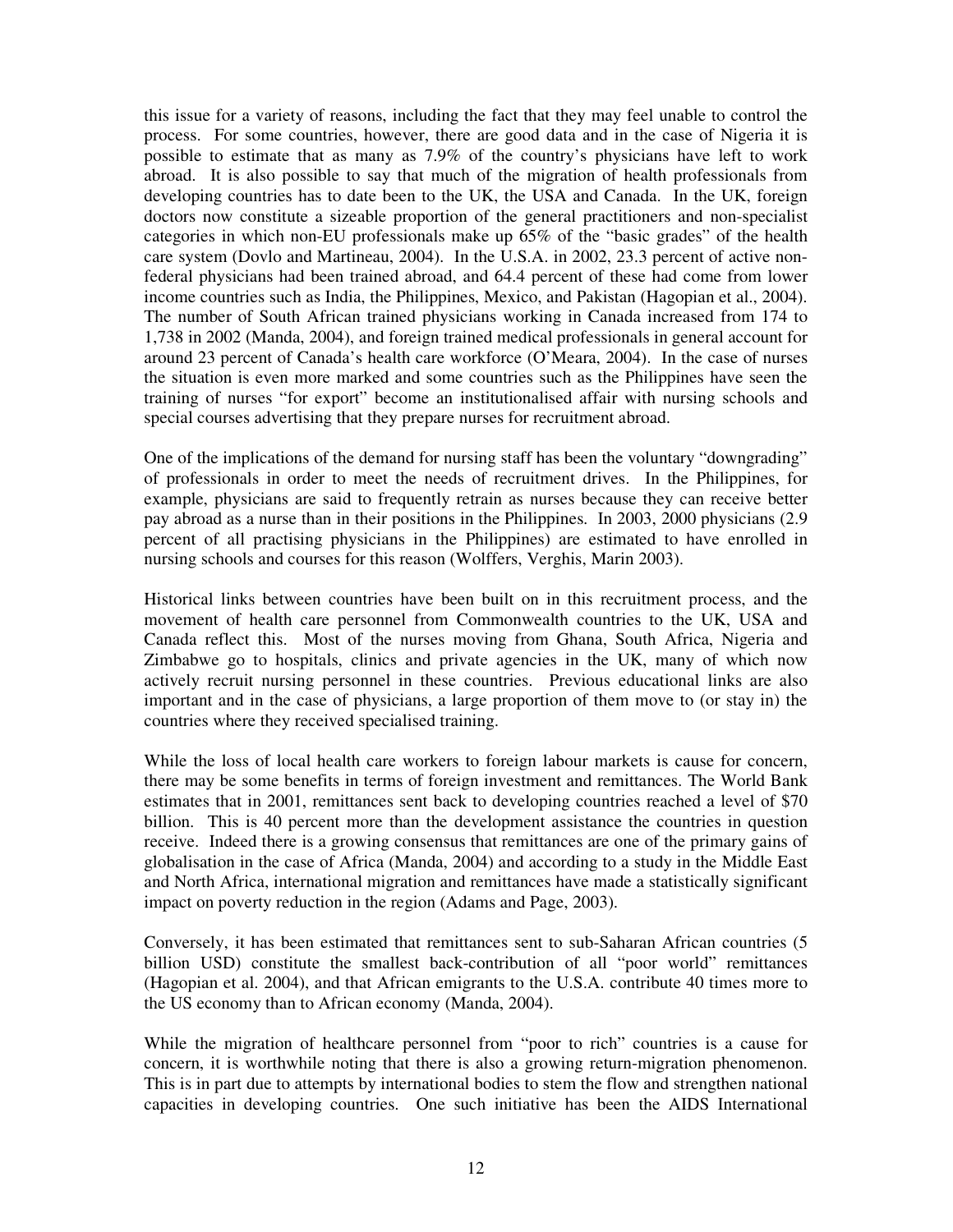this issue for a variety of reasons, including the fact that they may feel unable to control the process. For some countries, however, there are good data and in the case of Nigeria it is possible to estimate that as many as 7.9% of the country's physicians have left to work abroad. It is also possible to say that much of the migration of health professionals from developing countries has to date been to the UK, the USA and Canada. In the UK, foreign doctors now constitute a sizeable proportion of the general practitioners and non-specialist categories in which non-EU professionals make up 65% of the "basic grades" of the health care system (Dovlo and Martineau, 2004). In the U.S.A. in 2002, 23.3 percent of active non-federal physicians had been trained abroad, and 64.4 percent of these had come from lower income countries such as India, the Philippines, Mexico, and Pakistan (Hagopian et al., 2004). The number of South African trained physicians working in Canada increased from 174 to 1,738 in 2002 (Manda, 2004), and foreign trained medical professionals in general account for around 23 percent of Canada's health care workforce (O'Meara, 2004). In the case of nurses the situation is even more marked and some countries such as the Philippines have seen the training of nurses "for export" become an institutionalised affair with nursing schools and special courses advertising that they prepare nurses for recruitment abroad.

One of the implications of the demand for nursing staff has been the voluntary "downgrading" of professionals in order to meet the needs of recruitment drives. In the Philippines, for example, physicians are said to frequently retrain as nurses because they can receive better pay abroad as a nurse than in their positions in the Philippines. In 2003, 2000 physicians (2.9 percent of all practising physicians in the Philippines) are estimated to have enrolled in nursing schools and courses for this reason (Wolffers, Verghis, Marin 2003).

Historical links between countries have been built on in this recruitment process, and the movement of health care personnel from Commonwealth countries to the UK, USA and Canada reflect this. Most of the nurses moving from Ghana, South Africa, Nigeria and Zimbabwe go to hospitals, clinics and private agencies in the UK, many of which now actively recruit nursing personnel in these countries. Previous educational links are also important and in the case of physicians, a large proportion of them move to (or stay in) the countries where they received specialised training.

While the loss of local health care workers to foreign labour markets is cause for concern, there may be some benefits in terms of foreign investment and remittances. The World Bank estimates that in 2001, remittances sent back to developing countries reached a level of $70 billion. This is 40 percent more than the development assistance the countries in question receive. Indeed there is a growing consensus that remittances are one of the primary gains of globalisation in the case of Africa (Manda, 2004) and according to a study in the Middle East and North Africa, international migration and remittances have made a statistically significant impact on poverty reduction in the region (Adams and Page, 2003).

Conversely, it has been estimated that remittances sent to sub-Saharan African countries (5 billion USD) constitute the smallest back-contribution of all "poor world" remittances (Hagopian et al. 2004), and that African emigrants to the U.S.A. contribute 40 times more to the US economy than to African economy (Manda, 2004).

While the migration of healthcare personnel from "poor to rich" countries is a cause for concern, it is worthwhile noting that there is also a growing return-migration phenomenon. This is in part due to attempts by international bodies to stem the flow and strengthen national capacities in developing countries. One such initiative has been the AIDS International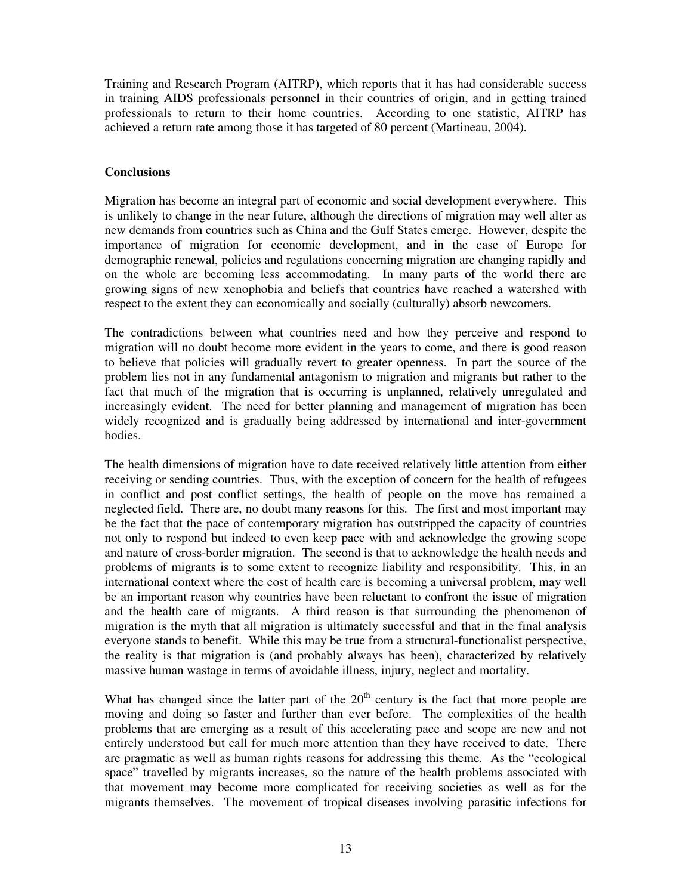Training and Research Program (AITRP), which reports that it has had considerable success in training AIDS professionals personnel in their countries of origin, and in getting trained professionals to return to their home countries. According to one statistic, AITRP has achieved a return rate among those it has targeted of 80 percent (Martineau, 2004).

**Conclusions**

Migration has become an integral part of economic and social development everywhere. This is unlikely to change in the near future, although the directions of migration may well alter as new demands from countries such as China and the Gulf States emerge. However, despite the importance of migration for economic development, and in the case of Europe for demographic renewal, policies and regulations concerning migration are changing rapidly and on the whole are becoming less accommodating. In many parts of the world there are growing signs of new xenophobia and beliefs that countries have reached a watershed with respect to the extent they can economically and socially (culturally) absorb newcomers.

The contradictions between what countries need and how they perceive and respond to migration will no doubt become more evident in the years to come, and there is good reason to believe that policies will gradually revert to greater openness. In part the source of the problem lies not in any fundamental antagonism to migration and migrants but rather to the fact that much of the migration that is occurring is unplanned, relatively unregulated and increasingly evident. The need for better planning and management of migration has been widely recognized and is gradually being addressed by international and inter-government bodies.

The health dimensions of migration have to date received relatively little attention from either receiving or sending countries. Thus, with the exception of concern for the health of refugees in conflict and post conflict settings, the health of people on the move has remained a neglected field. There are, no doubt many reasons for this. The first and most important may be the fact that the pace of contemporary migration has outstripped the capacity of countries not only to respond but indeed to even keep pace with and acknowledge the growing scope and nature of cross-border migration. The second is that to acknowledge the health needs and problems of migrants is to some extent to recognize liability and responsibility. This, in an international context where the cost of health care is becoming a universal problem, may well be an important reason why countries have been reluctant to confront the issue of migration and the health care of migrants. A third reason is that surrounding the phenomenon of migration is the myth that all migration is ultimately successful and that in the final analysis everyone stands to benefit. While this may be true from a structural-functionalist perspective, the reality is that migration is (and probably always has been), characterized by relatively massive human wastage in terms of avoidable illness, injury, neglect and mortality.

What has changed since the latter part of the 20th century is the fact that more people are moving and doing so faster and further than ever before. The complexities of the health problems that are emerging as a result of this accelerating pace and scope are new and not entirely understood but call for much more attention than they have received to date. There are pragmatic as well as human rights reasons for addressing this theme. As the "ecological space" travelled by migrants increases, so the nature of the health problems associated with that movement may become more complicated for receiving societies as well as for the migrants themselves. The movement of tropical diseases involving parasitic infections for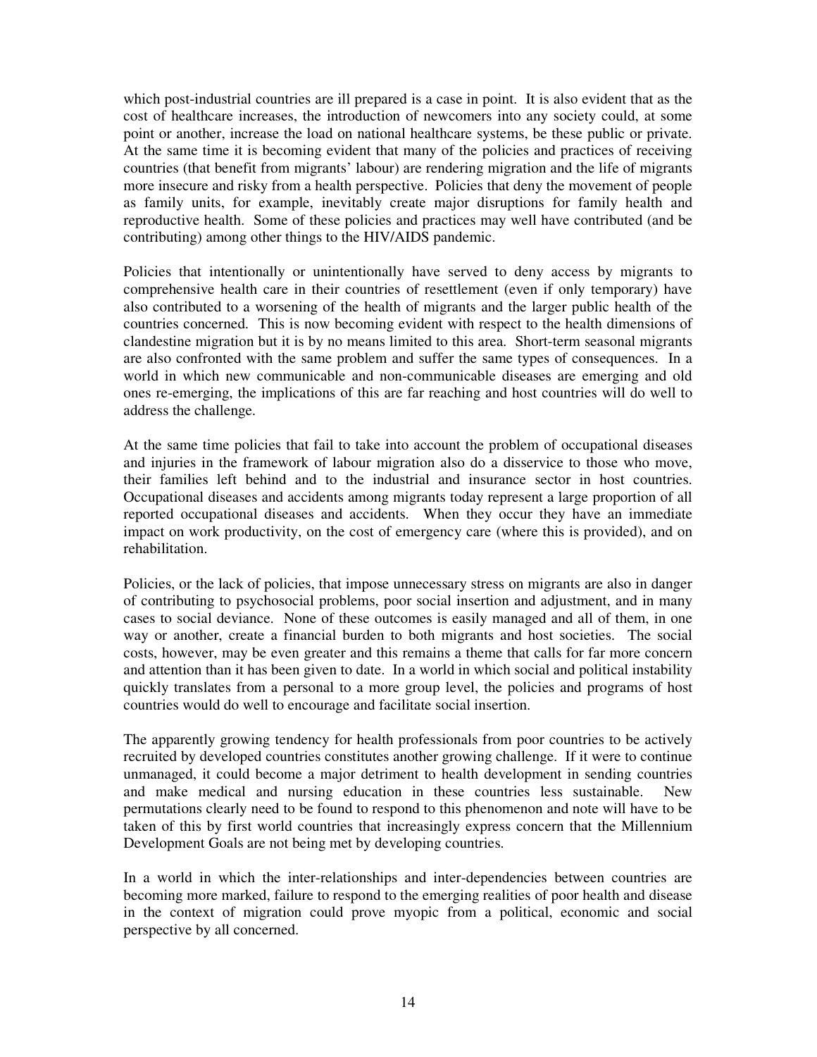which post-industrial countries are ill prepared is a case in point. It is also evident that as the cost of healthcare increases, the introduction of newcomers into any society could, at some point or another, increase the load on national healthcare systems, be these public or private. At the same time it is becoming evident that many of the policies and practices of receiving countries (that benefit from migrants' labour) are rendering migration and the life of migrants more insecure and risky from a health perspective. Policies that deny the movement of people as family units, for example, inevitably create major disruptions for family health and reproductive health. Some of these policies and practices may well have contributed (and be contributing) among other things to the HIV/AIDS pandemic.

Policies that intentionally or unintentionally have served to deny access by migrants to comprehensive health care in their countries of resettlement (even if only temporary) have also contributed to a worsening of the health of migrants and the larger public health of the countries concerned. This is now becoming evident with respect to the health dimensions of clandestine migration but it is by no means limited to this area. Short-term seasonal migrants are also confronted with the same problem and suffer the same types of consequences. In a world in which new communicable and non-communicable diseases are emerging and old ones re-emerging, the implications of this are far reaching and host countries will do well to address the challenge.

At the same time policies that fail to take into account the problem of occupational diseases and injuries in the framework of labour migration also do a disservice to those who move, their families left behind and to the industrial and insurance sector in host countries. Occupational diseases and accidents among migrants today represent a large proportion of all reported occupational diseases and accidents. When they occur they have an immediate impact on work productivity, on the cost of emergency care (where this is provided), and on rehabilitation.

Policies, or the lack of policies, that impose unnecessary stress on migrants are also in danger of contributing to psychosocial problems, poor social insertion and adjustment, and in many cases to social deviance. None of these outcomes is easily managed and all of them, in one way or another, create a financial burden to both migrants and host societies. The social costs, however, may be even greater and this remains a theme that calls for far more concern and attention than it has been given to date. In a world in which social and political instability quickly translates from a personal to a more group level, the policies and programs of host countries would do well to encourage and facilitate social insertion.

The apparently growing tendency for health professionals from poor countries to be actively recruited by developed countries constitutes another growing challenge. If it were to continue unmanaged, it could become a major detriment to health development in sending countries and make medical and nursing education in these countries less sustainable. New permutations clearly need to be found to respond to this phenomenon and note will have to be taken of this by first world countries that increasingly express concern that the Millennium Development Goals are not being met by developing countries.

In a world in which the inter-relationships and inter-dependencies between countries are becoming more marked, failure to respond to the emerging realities of poor health and disease in the context of migration could prove myopic from a political, economic and social perspective by all concerned.